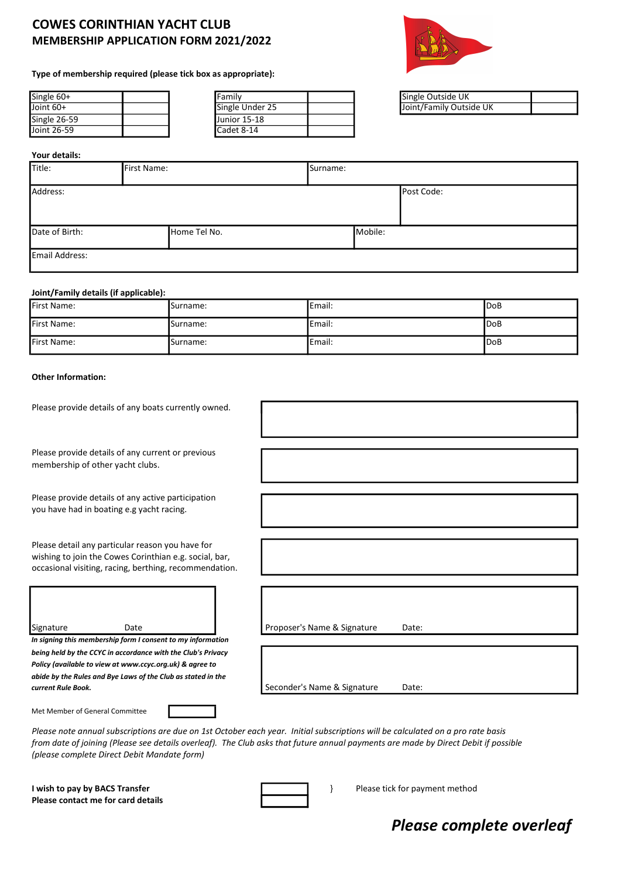# COWES CORINTHIAN YACHT CLUB
## MEMBERSHIP APPLICATION FORM 2021/2022

**Type of membership required (please tick box as appropriate):**

| | |
|---|---|
| Single 60+ | |
| Joint 60+ | |
| Single 26-59 | |
| Joint 26-59 | |

| | |
|---|---|
| Family | |
| Single Under 25 | |
| Junior 15-18 | |
| Cadet 8-14 | |

| | |
|---|---|
| Single Outside UK | |
| Joint/Family Outside UK | |

**Your details:**

| | | |
|---|---|---|
| Title: | First Name: | Surname: |
| Address: | | Post Code: |
| Date of Birth: | Home Tel No. | Mobile: |
| Email Address: | | |

**Joint/Family details (if applicable):**

| | | | |
|---|---|---|---|
| First Name: | Surname: | Email: | DoB |
| First Name: | Surname: | Email: | DoB |
| First Name: | Surname: | Email: | DoB |

**Other Information:**

Please provide details of any boats currently owned.

Please provide details of any current or previous membership of other yacht clubs.

Please provide details of any active participation you have had in boating e.g yacht racing.

Please detail any particular reason you have for wishing to join the Cowes Corinthian e.g. social, bar, occasional visiting, racing, berthing, recommendation.

Signature Date

***In signing this membership form I consent to my information being held by the CCYC in accordance with the Club's Privacy Policy (available to view at www.ccyc.org.uk) & agree to abide by the Rules and Bye Laws of the Club as stated in the current Rule Book.***

Proposer's Name & Signature Date:

Seconder's Name & Signature Date:

Met Member of General Committee

*Please note annual subscriptions are due on 1st October each year. Initial subscriptions will be calculated on a pro rate basis from date of joining (Please see details overleaf). The Club asks that future annual payments are made by Direct Debit if possible (please complete Direct Debit Mandate form)*

**I wish to pay by BACS Transfer**
**Please contact me for card details**

} Please tick for payment method

***Please complete overleaf***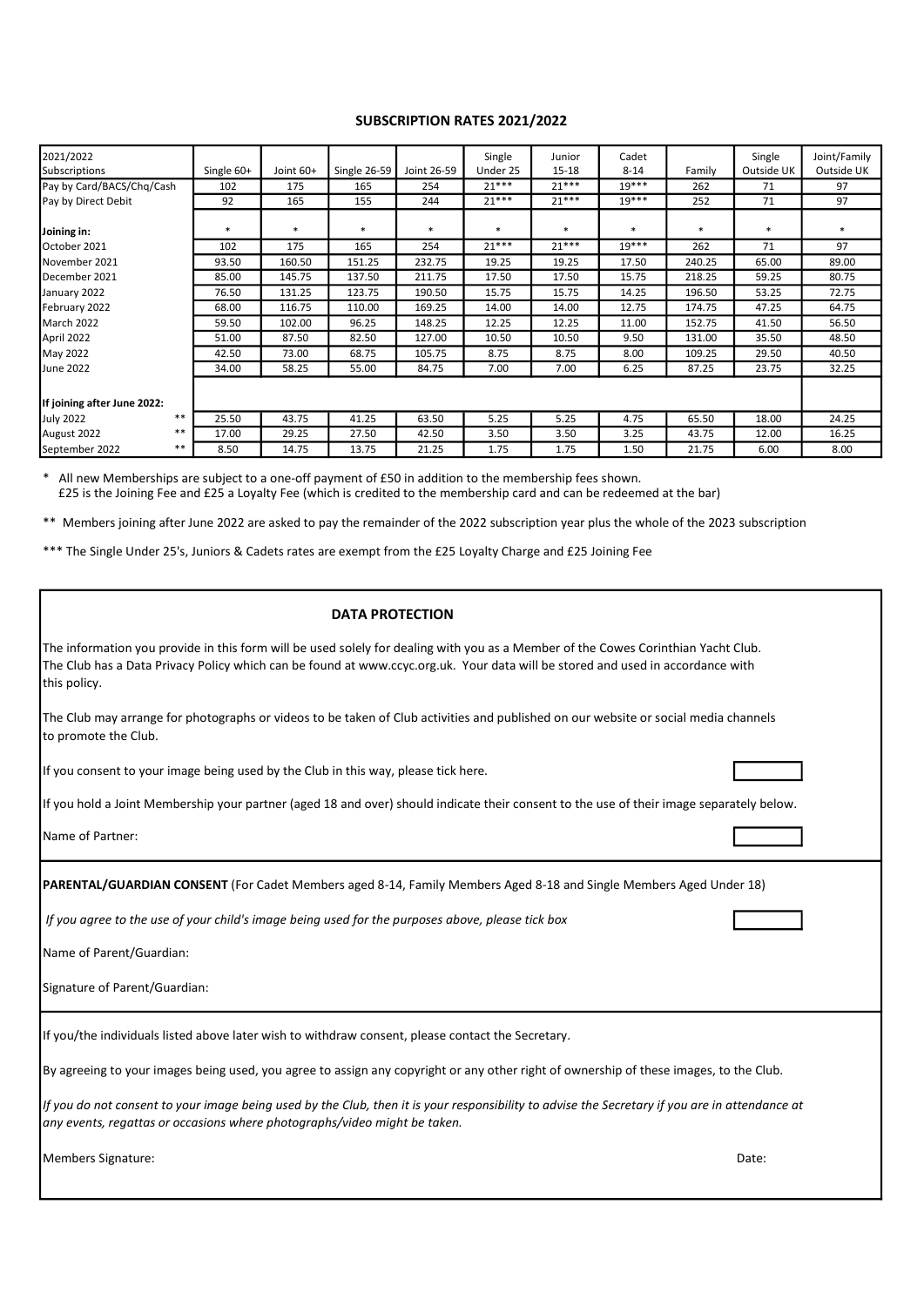## SUBSCRIPTION RATES 2021/2022

| 2021/2022 Subscriptions | Single 60+ | Joint 60+ | Single 26-59 | Joint 26-59 | Single Under 25 | Junior 15-18 | Cadet 8-14 | Family | Single Outside UK | Joint/Family Outside UK |
|---|---|---|---|---|---|---|---|---|---|---|
| Pay by Card/BACS/Chq/Cash | 102 | 175 | 165 | 254 | 21*** | 21*** | 19*** | 262 | 71 | 97 |
| Pay by Direct Debit | 92 | 165 | 155 | 244 | 21*** | 21*** | 19*** | 252 | 71 | 97 |
| **Joining in:** | * | * | * | * | * | * | * | * | * | * |
| October 2021 | 102 | 175 | 165 | 254 | 21*** | 21*** | 19*** | 262 | 71 | 97 |
| November 2021 | 93.50 | 160.50 | 151.25 | 232.75 | 19.25 | 19.25 | 17.50 | 240.25 | 65.00 | 89.00 |
| December 2021 | 85.00 | 145.75 | 137.50 | 211.75 | 17.50 | 17.50 | 15.75 | 218.25 | 59.25 | 80.75 |
| January 2022 | 76.50 | 131.25 | 123.75 | 190.50 | 15.75 | 15.75 | 14.25 | 196.50 | 53.25 | 72.75 |
| February 2022 | 68.00 | 116.75 | 110.00 | 169.25 | 14.00 | 14.00 | 12.75 | 174.75 | 47.25 | 64.75 |
| March 2022 | 59.50 | 102.00 | 96.25 | 148.25 | 12.25 | 12.25 | 11.00 | 152.75 | 41.50 | 56.50 |
| April 2022 | 51.00 | 87.50 | 82.50 | 127.00 | 10.50 | 10.50 | 9.50 | 131.00 | 35.50 | 48.50 |
| May 2022 | 42.50 | 73.00 | 68.75 | 105.75 | 8.75 | 8.75 | 8.00 | 109.25 | 29.50 | 40.50 |
| June 2022 | 34.00 | 58.25 | 55.00 | 84.75 | 7.00 | 7.00 | 6.25 | 87.25 | 23.75 | 32.25 |
| **If joining after June 2022:** | | | | | | | | | | |
| July 2022 ** | 25.50 | 43.75 | 41.25 | 63.50 | 5.25 | 5.25 | 4.75 | 65.50 | 18.00 | 24.25 |
| August 2022 ** | 17.00 | 29.25 | 27.50 | 42.50 | 3.50 | 3.50 | 3.25 | 43.75 | 12.00 | 16.25 |
| September 2022 ** | 8.50 | 14.75 | 13.75 | 21.25 | 1.75 | 1.75 | 1.50 | 21.75 | 6.00 | 8.00 |

\* All new Memberships are subject to a one-off payment of £50 in addition to the membership fees shown.
£25 is the Joining Fee and £25 a Loyalty Fee (which is credited to the membership card and can be redeemed at the bar)

** Members joining after June 2022 are asked to pay the remainder of the 2022 subscription year plus the whole of the 2023 subscription

*** The Single Under 25's, Juniors & Cadets rates are exempt from the £25 Loyalty Charge and £25 Joining Fee

## DATA PROTECTION

The information you provide in this form will be used solely for dealing with you as a Member of the Cowes Corinthian Yacht Club. The Club has a Data Privacy Policy which can be found at www.ccyc.org.uk. Your data will be stored and used in accordance with this policy.

The Club may arrange for photographs or videos to be taken of Club activities and published on our website or social media channels to promote the Club.

If you consent to your image being used by the Club in this way, please tick here. ☐

If you hold a Joint Membership your partner (aged 18 and over) should indicate their consent to the use of their image separately below.

Name of Partner: ☐

**PARENTAL/GUARDIAN CONSENT** (For Cadet Members aged 8-14, Family Members Aged 8-18 and Single Members Aged Under 18)

*If you agree to the use of your child's image being used for the purposes above, please tick box* ☐

Name of Parent/Guardian:

Signature of Parent/Guardian:

If you/the individuals listed above later wish to withdraw consent, please contact the Secretary.

By agreeing to your images being used, you agree to assign any copyright or any other right of ownership of these images, to the Club.

*If you do not consent to your image being used by the Club, then it is your responsibility to advise the Secretary if you are in attendance at any events, regattas or occasions where photographs/video might be taken.*

Members Signature: Date: